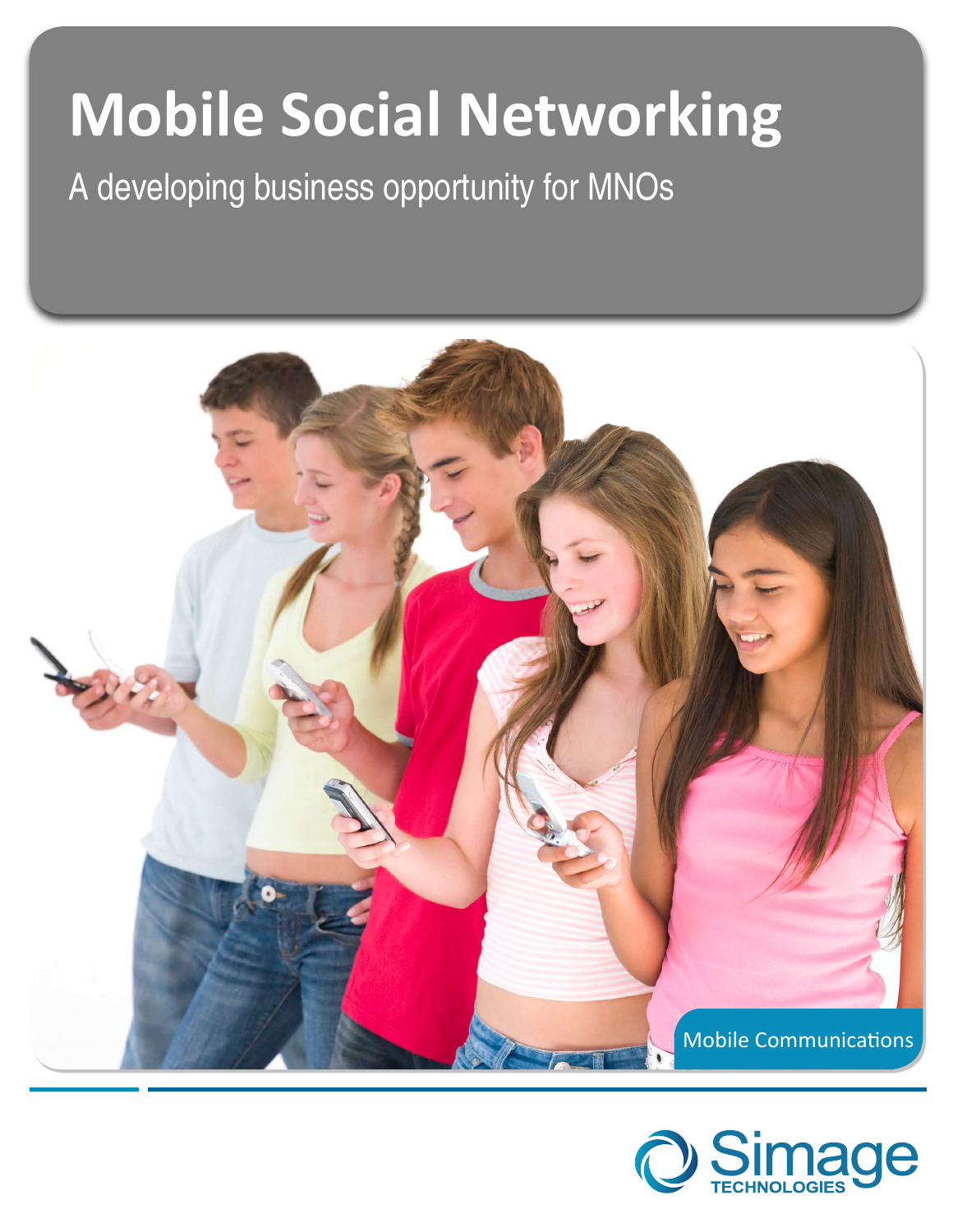# Mobile Social Networking

A developing business opportunity for MNOs

Mobile Communications

Simage TECHNOLOGIES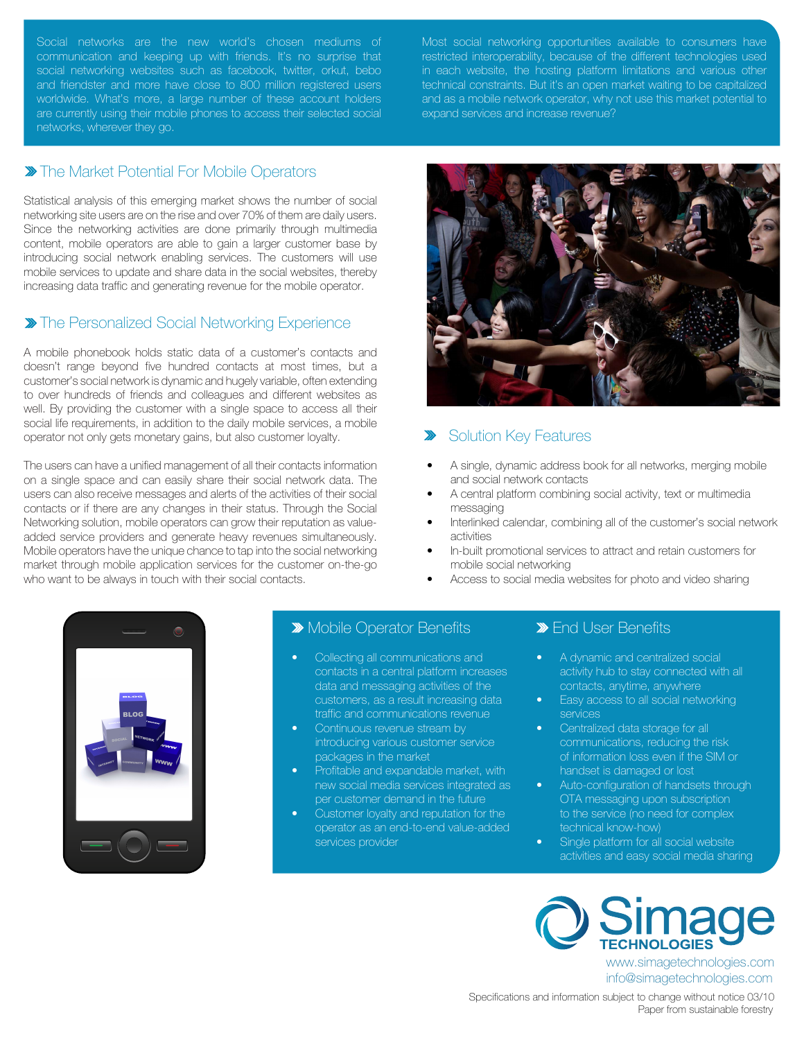Social networks are the new world's chosen mediums of communication and keeping up with friends. It's no surprise that social networking websites such as facebook, twitter, orkut, bebo and friendster and more have close to 800 million registered users worldwide. What's more, a large number of these account holders are currently using their mobile phones to access their selected social networks, wherever they go.

Most social networking opportunities available to consumers have restricted interoperability, because of the different technologies used in each website, the hosting platform limitations and various other technical constraints. But it's an open market waiting to be capitalized and as a mobile network operator, why not use this market potential to expand services and increase revenue?

## The Market Potential For Mobile Operators

Statistical analysis of this emerging market shows the number of social networking site users are on the rise and over 70% of them are daily users. Since the networking activities are done primarily through multimedia content, mobile operators are able to gain a larger customer base by introducing social network enabling services. The customers will use mobile services to update and share data in the social websites, thereby increasing data traffic and generating revenue for the mobile operator.

## The Personalized Social Networking Experience

A mobile phonebook holds static data of a customer's contacts and doesn't range beyond five hundred contacts at most times, but a customer's social network is dynamic and hugely variable, often extending to over hundreds of friends and colleagues and different websites as well. By providing the customer with a single space to access all their social life requirements, in addition to the daily mobile services, a mobile operator not only gets monetary gains, but also customer loyalty.

The users can have a unified management of all their contacts information on a single space and can easily share their social network data. The users can also receive messages and alerts of the activities of their social contacts or if there are any changes in their status. Through the Social Networking solution, mobile operators can grow their reputation as value-added service providers and generate heavy revenues simultaneously. Mobile operators have the unique chance to tap into the social networking market through mobile application services for the customer on-the-go who want to be always in touch with their social contacts.

## Solution Key Features

- A single, dynamic address book for all networks, merging mobile and social network contacts
- A central platform combining social activity, text or multimedia messaging
- Interlinked calendar, combining all of the customer's social network activities
- In-built promotional services to attract and retain customers for mobile social networking
- Access to social media websites for photo and video sharing

## Mobile Operator Benefits

- Collecting all communications and contacts in a central platform increases data and messaging activities of the customers, as a result increasing data traffic and communications revenue
- Continuous revenue stream by introducing various customer service packages in the market
- Profitable and expandable market, with new social media services integrated as per customer demand in the future
- Customer loyalty and reputation for the operator as an end-to-end value-added services provider

## End User Benefits

- A dynamic and centralized social activity hub to stay connected with all contacts, anytime, anywhere
- Easy access to all social networking services
- Centralized data storage for all communications, reducing the risk of information loss even if the SIM or handset is damaged or lost
- Auto-configuration of handsets through OTA messaging upon subscription to the service (no need for complex technical know-how)
- Single platform for all social website activities and easy social media sharing

Simage TECHNOLOGIES

www.simagetechnologies.com
info@simagetechnologies.com

Specifications and information subject to change without notice 03/10
Paper from sustainable forestry